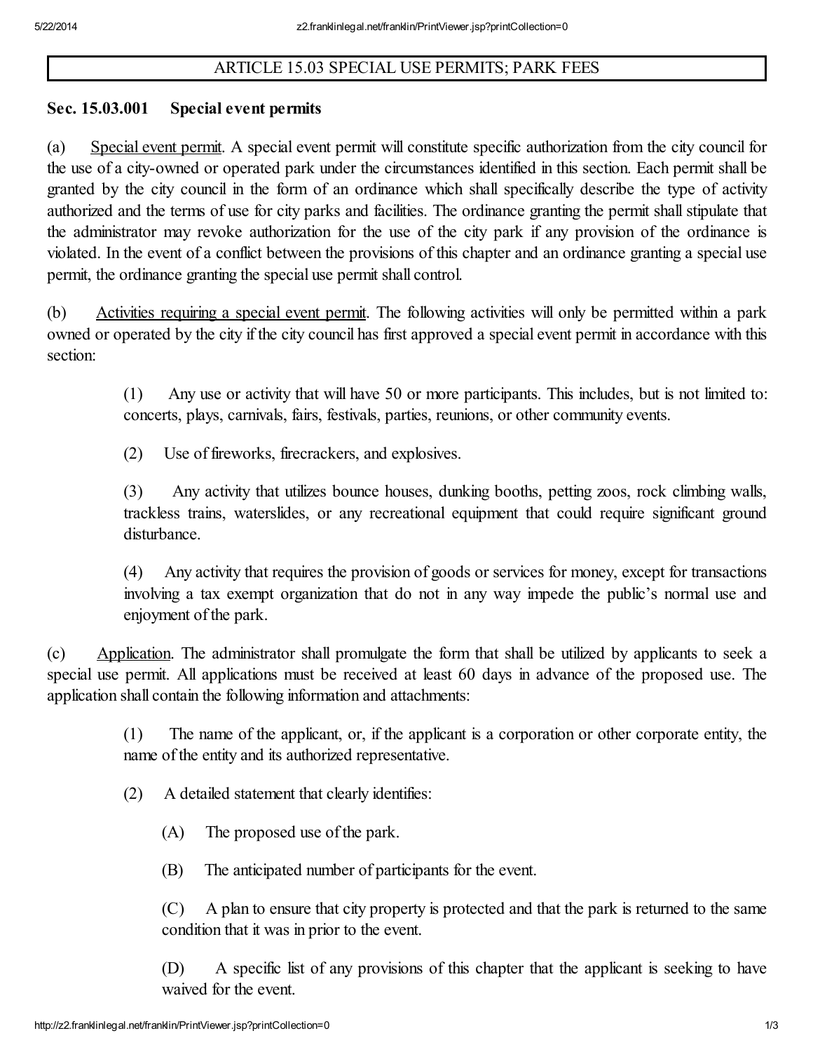# ARTICLE 15.03 SPECIAL USE PERMITS; PARK FEES

## Sec. 15.03.001 Special event permits

(a) Special event permit. A special event permit will constitute specific authorization from the city council for the use of a city-owned or operated park under the circumstances identified in this section. Each permit shall be granted by the city council in the form of an ordinance which shall specifically describe the type of activity authorized and the terms of use for city parks and facilities. The ordinance granting the permit shall stipulate that the administrator may revoke authorization for the use of the city park if any provision of the ordinance is violated. In the event of a conflict between the provisions of this chapter and an ordinance granting a special use permit, the ordinance granting the special use permit shall control.

(b) Activities requiring a special event permit. The following activities will only be permitted within a park owned or operated by the city if the city council has first approved a special event permit in accordance with this section:

> (1) Any use or activity that will have 50 or more participants. This includes, but is not limited to: concerts, plays, carnivals, fairs, festivals, parties, reunions, or other community events.
>
> (2) Use of fireworks, firecrackers, and explosives.
>
> (3) Any activity that utilizes bounce houses, dunking booths, petting zoos, rock climbing walls, trackless trains, waterslides, or any recreational equipment that could require significant ground disturbance.
>
> (4) Any activity that requires the provision of goods or services for money, except for transactions involving a tax exempt organization that do not in any way impede the public's normal use and enjoyment of the park.

(c) Application. The administrator shall promulgate the form that shall be utilized by applicants to seek a special use permit. All applications must be received at least 60 days in advance of the proposed use. The application shall contain the following information and attachments:

> (1) The name of the applicant, or, if the applicant is a corporation or other corporate entity, the name of the entity and its authorized representative.
>
> (2) A detailed statement that clearly identifies:
>
> > (A) The proposed use of the park.
> >
> > (B) The anticipated number of participants for the event.
> >
> > (C) A plan to ensure that city property is protected and that the park is returned to the same condition that it was in prior to the event.
> >
> > (D) A specific list of any provisions of this chapter that the applicant is seeking to have waived for the event.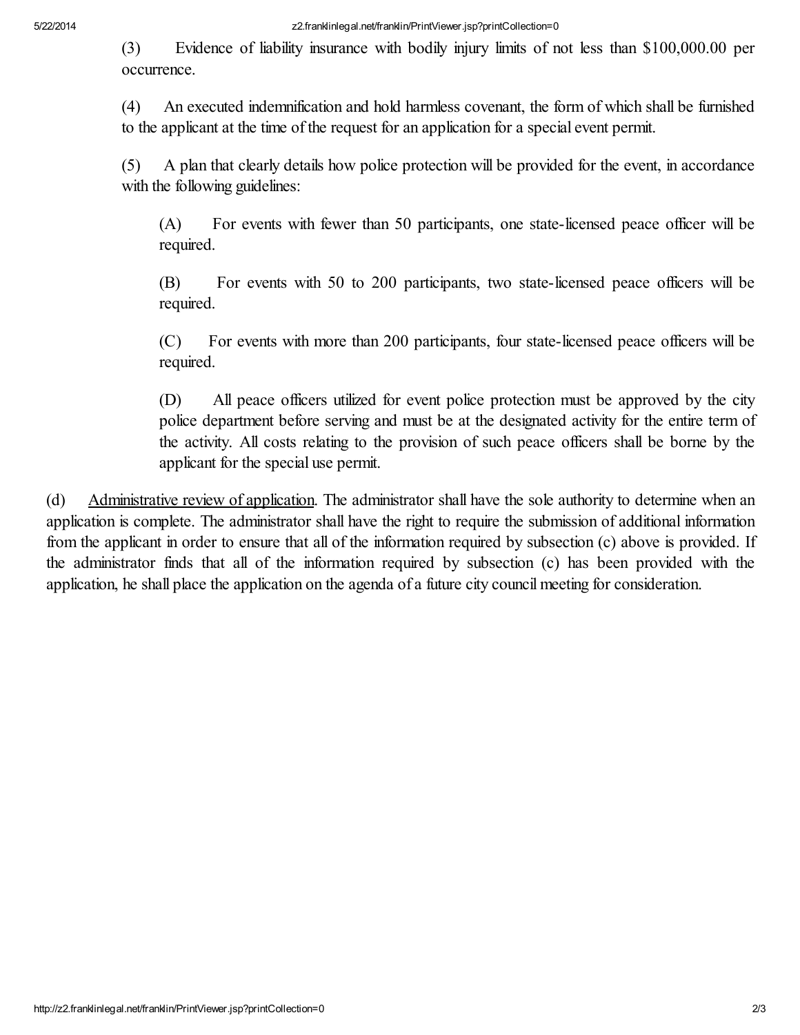(3) Evidence of liability insurance with bodily injury limits of not less than $100,000.00 per occurrence.

(4) An executed indemnification and hold harmless covenant, the form of which shall be furnished to the applicant at the time of the request for an application for a special event permit.

(5) A plan that clearly details how police protection will be provided for the event, in accordance with the following guidelines:

(A) For events with fewer than 50 participants, one state-licensed peace officer will be required.

(B) For events with 50 to 200 participants, two state-licensed peace officers will be required.

(C) For events with more than 200 participants, four state-licensed peace officers will be required.

(D) All peace officers utilized for event police protection must be approved by the city police department before serving and must be at the designated activity for the entire term of the activity. All costs relating to the provision of such peace officers shall be borne by the applicant for the special use permit.

(d) Administrative review of application. The administrator shall have the sole authority to determine when an application is complete. The administrator shall have the right to require the submission of additional information from the applicant in order to ensure that all of the information required by subsection (c) above is provided. If the administrator finds that all of the information required by subsection (c) has been provided with the application, he shall place the application on the agenda of a future city council meeting for consideration.